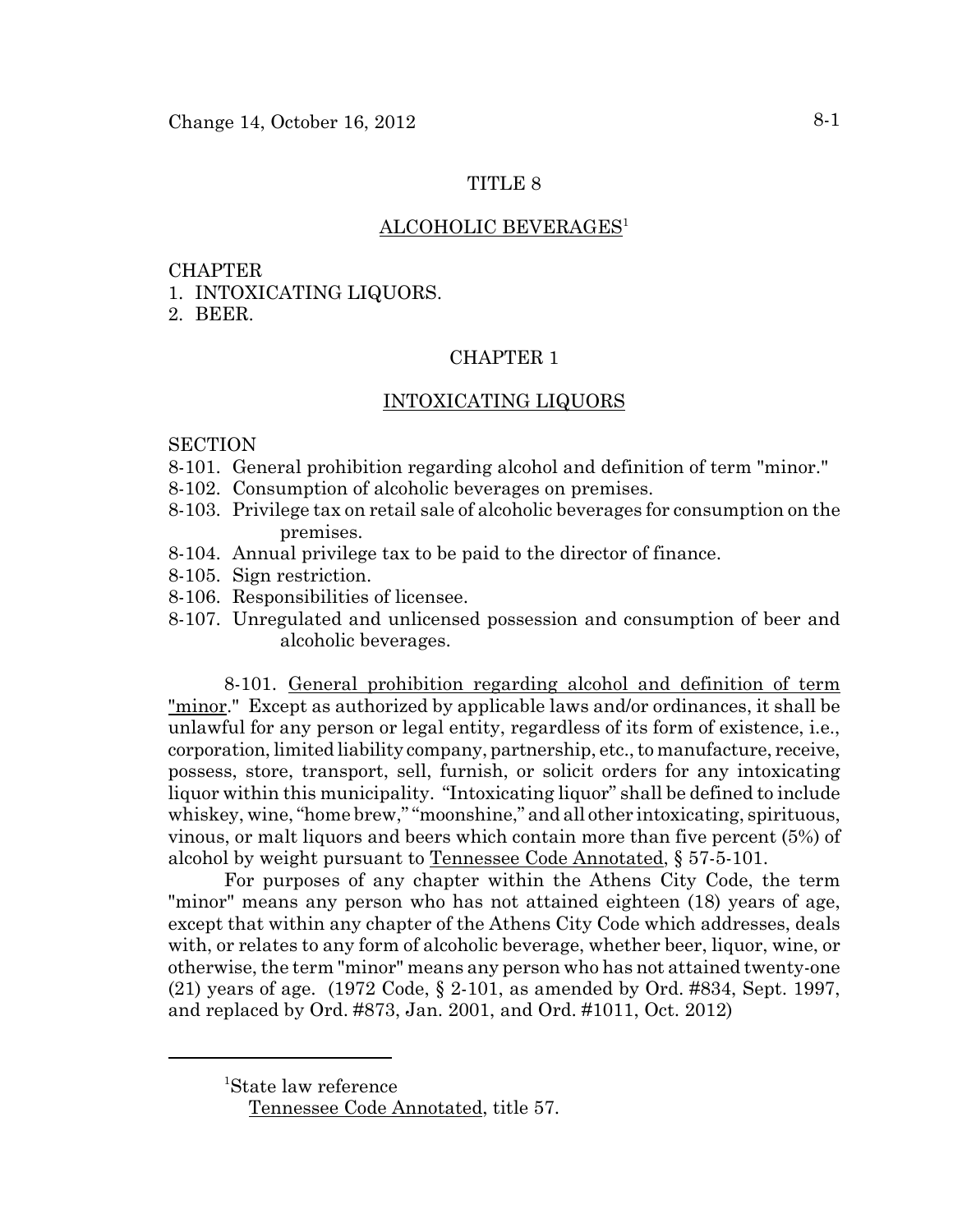# TITLE 8

## ALCOHOLIC BEVERAGES[1]

CHAPTER
1. INTOXICATING LIQUORS.
2. BEER.

## CHAPTER 1

## INTOXICATING LIQUORS

SECTION
8-101. General prohibition regarding alcohol and definition of term "minor."
8-102. Consumption of alcoholic beverages on premises.
8-103. Privilege tax on retail sale of alcoholic beverages for consumption on the premises.
8-104. Annual privilege tax to be paid to the director of finance.
8-105. Sign restriction.
8-106. Responsibilities of licensee.
8-107. Unregulated and unlicensed possession and consumption of beer and alcoholic beverages.

8-101. General prohibition regarding alcohol and definition of term "minor." Except as authorized by applicable laws and/or ordinances, it shall be unlawful for any person or legal entity, regardless of its form of existence, i.e., corporation, limited liability company, partnership, etc., to manufacture, receive, possess, store, transport, sell, furnish, or solicit orders for any intoxicating liquor within this municipality. "Intoxicating liquor" shall be defined to include whiskey, wine, "home brew," "moonshine," and all other intoxicating, spirituous, vinous, or malt liquors and beers which contain more than five percent (5%) of alcohol by weight pursuant to Tennessee Code Annotated, § 57-5-101.

For purposes of any chapter within the Athens City Code, the term "minor" means any person who has not attained eighteen (18) years of age, except that within any chapter of the Athens City Code which addresses, deals with, or relates to any form of alcoholic beverage, whether beer, liquor, wine, or otherwise, the term "minor" means any person who has not attained twenty-one (21) years of age. (1972 Code, § 2-101, as amended by Ord. #834, Sept. 1997, and replaced by Ord. #873, Jan. 2001, and Ord. #1011, Oct. 2012)

---

[1]State law reference
Tennessee Code Annotated, title 57.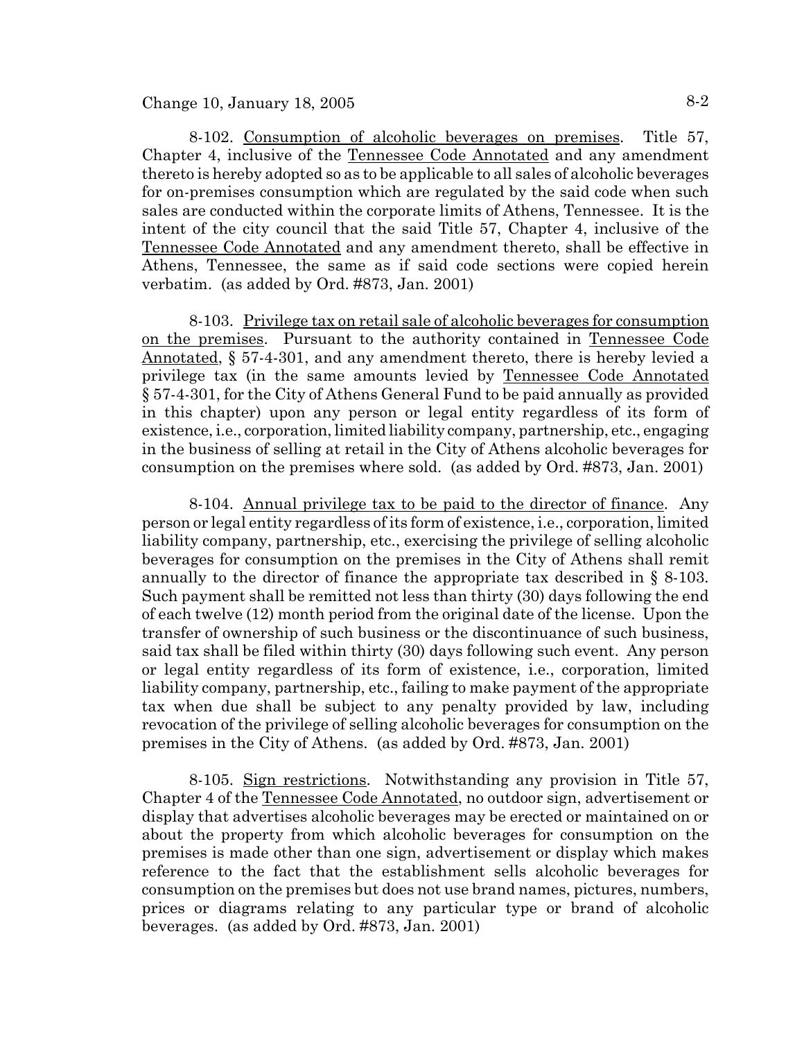8-102. Consumption of alcoholic beverages on premises. Title 57, Chapter 4, inclusive of the Tennessee Code Annotated and any amendment thereto is hereby adopted so as to be applicable to all sales of alcoholic beverages for on-premises consumption which are regulated by the said code when such sales are conducted within the corporate limits of Athens, Tennessee. It is the intent of the city council that the said Title 57, Chapter 4, inclusive of the Tennessee Code Annotated and any amendment thereto, shall be effective in Athens, Tennessee, the same as if said code sections were copied herein verbatim. (as added by Ord. #873, Jan. 2001)

8-103. Privilege tax on retail sale of alcoholic beverages for consumption on the premises. Pursuant to the authority contained in Tennessee Code Annotated, § 57-4-301, and any amendment thereto, there is hereby levied a privilege tax (in the same amounts levied by Tennessee Code Annotated § 57-4-301, for the City of Athens General Fund to be paid annually as provided in this chapter) upon any person or legal entity regardless of its form of existence, i.e., corporation, limited liability company, partnership, etc., engaging in the business of selling at retail in the City of Athens alcoholic beverages for consumption on the premises where sold. (as added by Ord. #873, Jan. 2001)

8-104. Annual privilege tax to be paid to the director of finance. Any person or legal entity regardless of its form of existence, i.e., corporation, limited liability company, partnership, etc., exercising the privilege of selling alcoholic beverages for consumption on the premises in the City of Athens shall remit annually to the director of finance the appropriate tax described in § 8-103. Such payment shall be remitted not less than thirty (30) days following the end of each twelve (12) month period from the original date of the license. Upon the transfer of ownership of such business or the discontinuance of such business, said tax shall be filed within thirty (30) days following such event. Any person or legal entity regardless of its form of existence, i.e., corporation, limited liability company, partnership, etc., failing to make payment of the appropriate tax when due shall be subject to any penalty provided by law, including revocation of the privilege of selling alcoholic beverages for consumption on the premises in the City of Athens. (as added by Ord. #873, Jan. 2001)

8-105. Sign restrictions. Notwithstanding any provision in Title 57, Chapter 4 of the Tennessee Code Annotated, no outdoor sign, advertisement or display that advertises alcoholic beverages may be erected or maintained on or about the property from which alcoholic beverages for consumption on the premises is made other than one sign, advertisement or display which makes reference to the fact that the establishment sells alcoholic beverages for consumption on the premises but does not use brand names, pictures, numbers, prices or diagrams relating to any particular type or brand of alcoholic beverages. (as added by Ord. #873, Jan. 2001)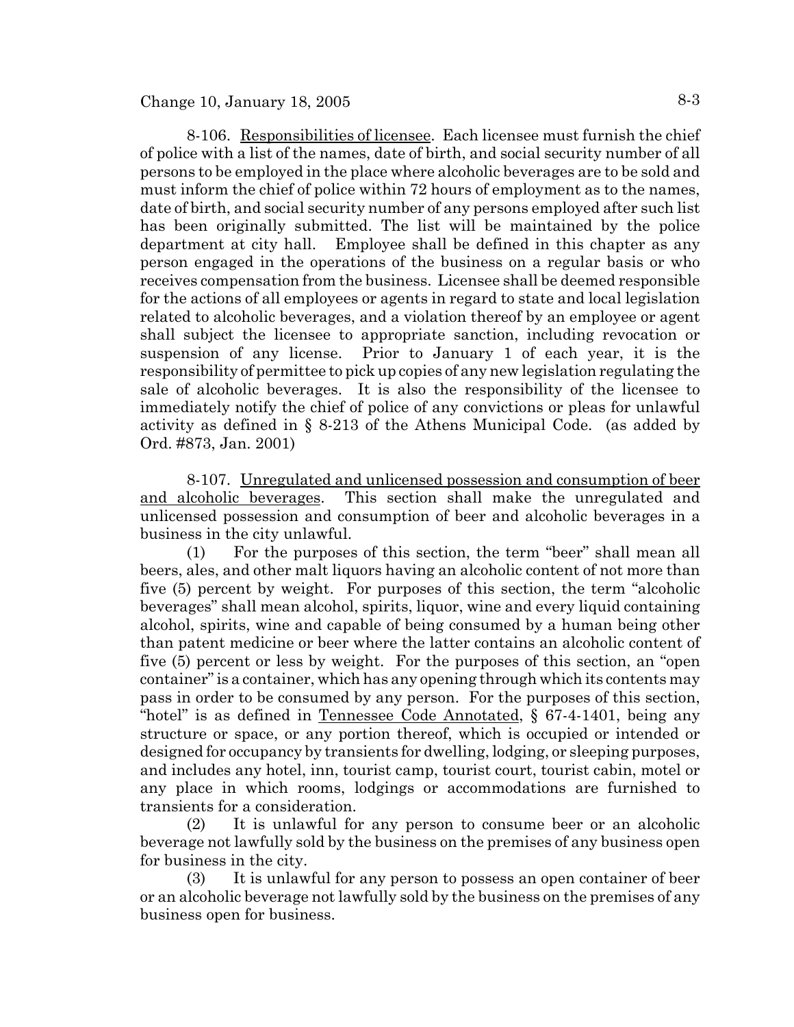8-106. <u>Responsibilities of licensee</u>. Each licensee must furnish the chief of police with a list of the names, date of birth, and social security number of all persons to be employed in the place where alcoholic beverages are to be sold and must inform the chief of police within 72 hours of employment as to the names, date of birth, and social security number of any persons employed after such list has been originally submitted. The list will be maintained by the police department at city hall. Employee shall be defined in this chapter as any person engaged in the operations of the business on a regular basis or who receives compensation from the business. Licensee shall be deemed responsible for the actions of all employees or agents in regard to state and local legislation related to alcoholic beverages, and a violation thereof by an employee or agent shall subject the licensee to appropriate sanction, including revocation or suspension of any license. Prior to January 1 of each year, it is the responsibility of permittee to pick up copies of any new legislation regulating the sale of alcoholic beverages. It is also the responsibility of the licensee to immediately notify the chief of police of any convictions or pleas for unlawful activity as defined in § 8-213 of the Athens Municipal Code. (as added by Ord. #873, Jan. 2001)

8-107. <u>Unregulated and unlicensed possession and consumption of beer and alcoholic beverages</u>. This section shall make the unregulated and unlicensed possession and consumption of beer and alcoholic beverages in a business in the city unlawful.

(1) For the purposes of this section, the term "beer" shall mean all beers, ales, and other malt liquors having an alcoholic content of not more than five (5) percent by weight. For purposes of this section, the term "alcoholic beverages" shall mean alcohol, spirits, liquor, wine and every liquid containing alcohol, spirits, wine and capable of being consumed by a human being other than patent medicine or beer where the latter contains an alcoholic content of five (5) percent or less by weight. For the purposes of this section, an "open container" is a container, which has any opening through which its contents may pass in order to be consumed by any person. For the purposes of this section, "hotel" is as defined in <u>Tennessee Code Annotated</u>, § 67-4-1401, being any structure or space, or any portion thereof, which is occupied or intended or designed for occupancy by transients for dwelling, lodging, or sleeping purposes, and includes any hotel, inn, tourist camp, tourist court, tourist cabin, motel or any place in which rooms, lodgings or accommodations are furnished to transients for a consideration.

(2) It is unlawful for any person to consume beer or an alcoholic beverage not lawfully sold by the business on the premises of any business open for business in the city.

(3) It is unlawful for any person to possess an open container of beer or an alcoholic beverage not lawfully sold by the business on the premises of any business open for business.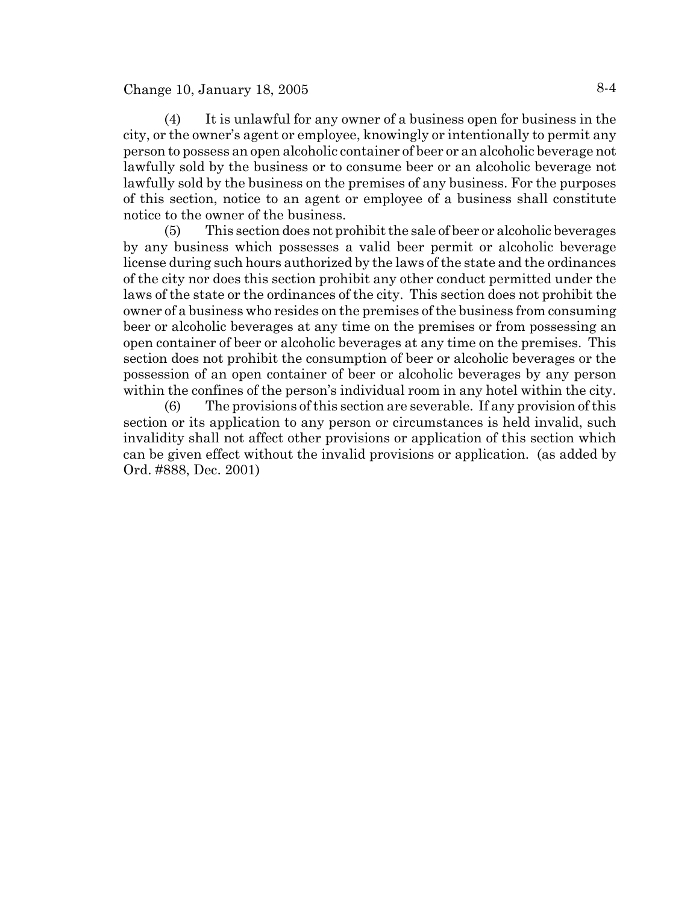(4) It is unlawful for any owner of a business open for business in the city, or the owner's agent or employee, knowingly or intentionally to permit any person to possess an open alcoholic container of beer or an alcoholic beverage not lawfully sold by the business or to consume beer or an alcoholic beverage not lawfully sold by the business on the premises of any business. For the purposes of this section, notice to an agent or employee of a business shall constitute notice to the owner of the business.

(5) This section does not prohibit the sale of beer or alcoholic beverages by any business which possesses a valid beer permit or alcoholic beverage license during such hours authorized by the laws of the state and the ordinances of the city nor does this section prohibit any other conduct permitted under the laws of the state or the ordinances of the city. This section does not prohibit the owner of a business who resides on the premises of the business from consuming beer or alcoholic beverages at any time on the premises or from possessing an open container of beer or alcoholic beverages at any time on the premises. This section does not prohibit the consumption of beer or alcoholic beverages or the possession of an open container of beer or alcoholic beverages by any person within the confines of the person's individual room in any hotel within the city.

(6) The provisions of this section are severable. If any provision of this section or its application to any person or circumstances is held invalid, such invalidity shall not affect other provisions or application of this section which can be given effect without the invalid provisions or application. (as added by Ord. #888, Dec. 2001)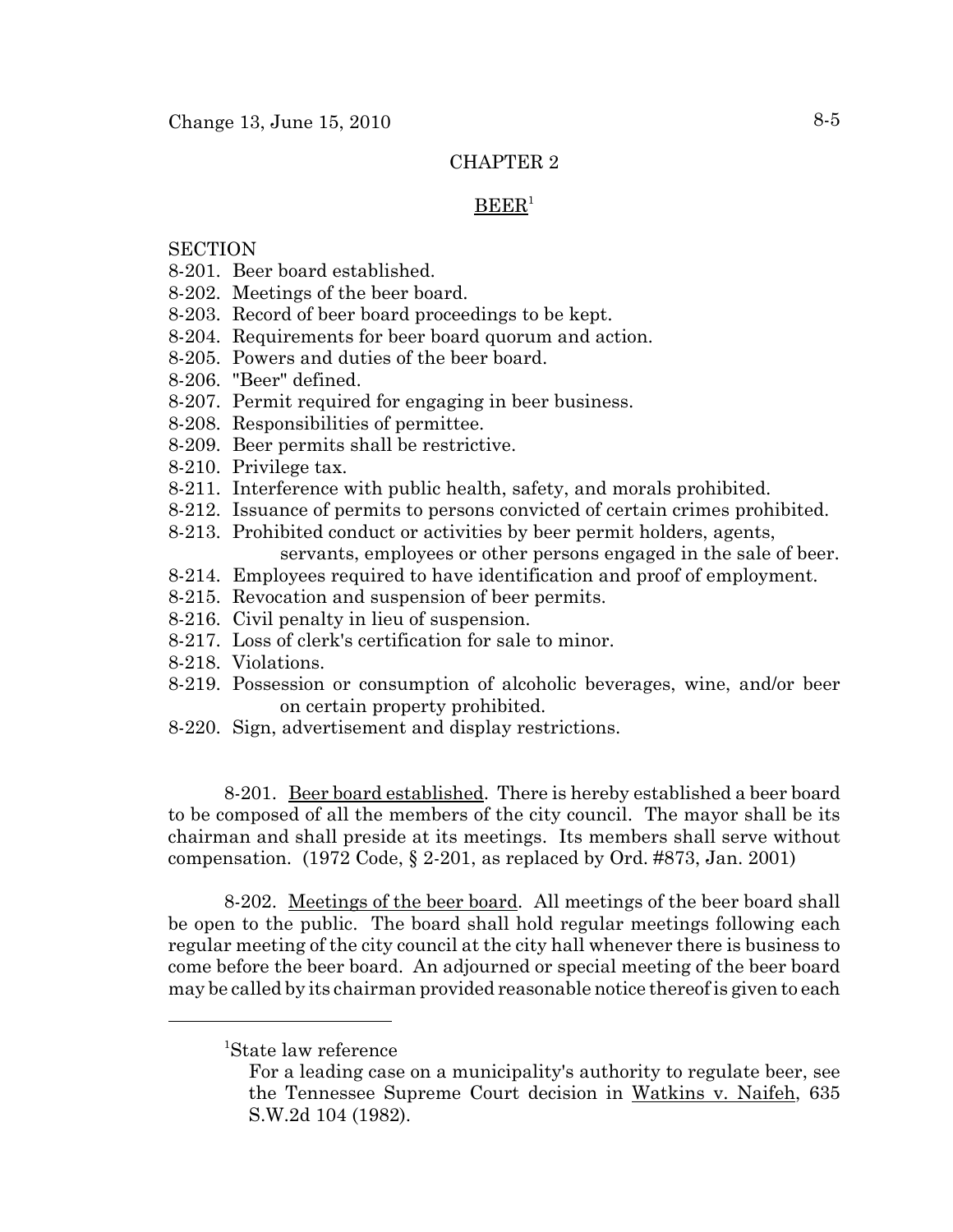# CHAPTER 2

## BEER[1]

SECTION
8-201. Beer board established.
8-202. Meetings of the beer board.
8-203. Record of beer board proceedings to be kept.
8-204. Requirements for beer board quorum and action.
8-205. Powers and duties of the beer board.
8-206. "Beer" defined.
8-207. Permit required for engaging in beer business.
8-208. Responsibilities of permittee.
8-209. Beer permits shall be restrictive.
8-210. Privilege tax.
8-211. Interference with public health, safety, and morals prohibited.
8-212. Issuance of permits to persons convicted of certain crimes prohibited.
8-213. Prohibited conduct or activities by beer permit holders, agents, servants, employees or other persons engaged in the sale of beer.
8-214. Employees required to have identification and proof of employment.
8-215. Revocation and suspension of beer permits.
8-216. Civil penalty in lieu of suspension.
8-217. Loss of clerk's certification for sale to minor.
8-218. Violations.
8-219. Possession or consumption of alcoholic beverages, wine, and/or beer on certain property prohibited.
8-220. Sign, advertisement and display restrictions.

8-201. Beer board established. There is hereby established a beer board to be composed of all the members of the city council. The mayor shall be its chairman and shall preside at its meetings. Its members shall serve without compensation. (1972 Code, § 2-201, as replaced by Ord. #873, Jan. 2001)

8-202. Meetings of the beer board. All meetings of the beer board shall be open to the public. The board shall hold regular meetings following each regular meeting of the city council at the city hall whenever there is business to come before the beer board. An adjourned or special meeting of the beer board may be called by its chairman provided reasonable notice thereof is given to each

---

[1] State law reference

For a leading case on a municipality's authority to regulate beer, see the Tennessee Supreme Court decision in Watkins v. Naifeh, 635 S.W.2d 104 (1982).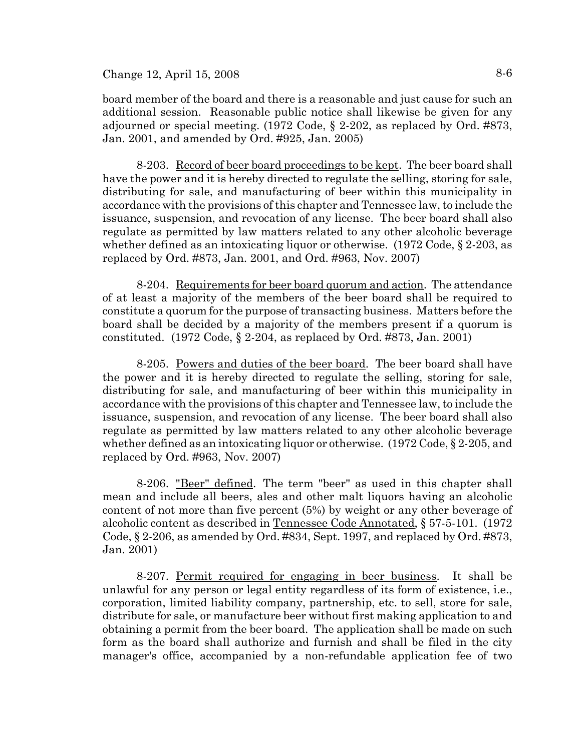board member of the board and there is a reasonable and just cause for such an additional session. Reasonable public notice shall likewise be given for any adjourned or special meeting. (1972 Code, § 2-202, as replaced by Ord. #873, Jan. 2001, and amended by Ord. #925, Jan. 2005)

8-203. Record of beer board proceedings to be kept. The beer board shall have the power and it is hereby directed to regulate the selling, storing for sale, distributing for sale, and manufacturing of beer within this municipality in accordance with the provisions of this chapter and Tennessee law, to include the issuance, suspension, and revocation of any license. The beer board shall also regulate as permitted by law matters related to any other alcoholic beverage whether defined as an intoxicating liquor or otherwise. (1972 Code, § 2-203, as replaced by Ord. #873, Jan. 2001, and Ord. #963, Nov. 2007)

8-204. Requirements for beer board quorum and action. The attendance of at least a majority of the members of the beer board shall be required to constitute a quorum for the purpose of transacting business. Matters before the board shall be decided by a majority of the members present if a quorum is constituted. (1972 Code, § 2-204, as replaced by Ord. #873, Jan. 2001)

8-205. Powers and duties of the beer board. The beer board shall have the power and it is hereby directed to regulate the selling, storing for sale, distributing for sale, and manufacturing of beer within this municipality in accordance with the provisions of this chapter and Tennessee law, to include the issuance, suspension, and revocation of any license. The beer board shall also regulate as permitted by law matters related to any other alcoholic beverage whether defined as an intoxicating liquor or otherwise. (1972 Code, § 2-205, and replaced by Ord. #963, Nov. 2007)

8-206. "Beer" defined. The term "beer" as used in this chapter shall mean and include all beers, ales and other malt liquors having an alcoholic content of not more than five percent (5%) by weight or any other beverage of alcoholic content as described in Tennessee Code Annotated, § 57-5-101. (1972 Code, § 2-206, as amended by Ord. #834, Sept. 1997, and replaced by Ord. #873, Jan. 2001)

8-207. Permit required for engaging in beer business. It shall be unlawful for any person or legal entity regardless of its form of existence, i.e., corporation, limited liability company, partnership, etc. to sell, store for sale, distribute for sale, or manufacture beer without first making application to and obtaining a permit from the beer board. The application shall be made on such form as the board shall authorize and furnish and shall be filed in the city manager's office, accompanied by a non-refundable application fee of two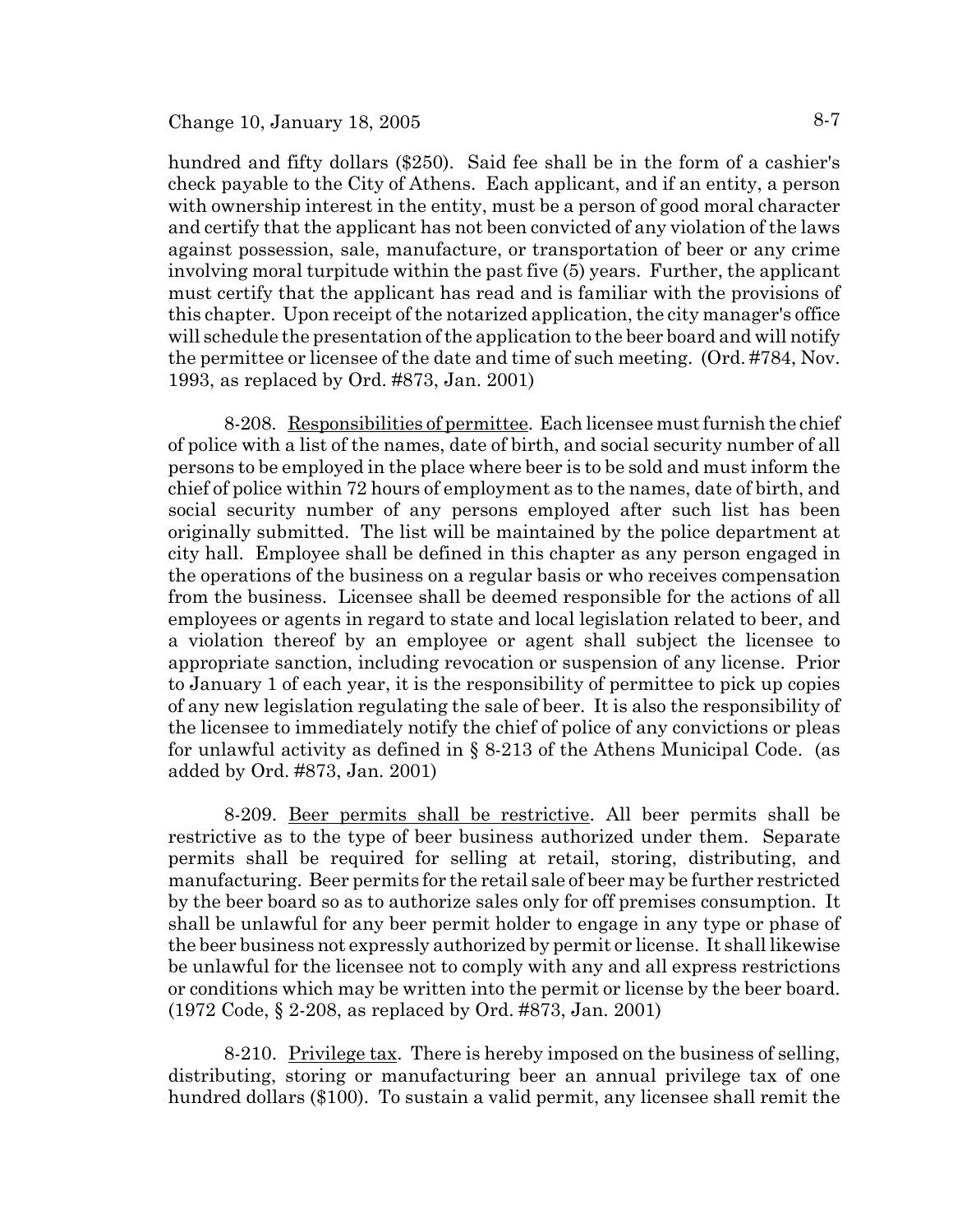hundred and fifty dollars ($250). Said fee shall be in the form of a cashier's check payable to the City of Athens. Each applicant, and if an entity, a person with ownership interest in the entity, must be a person of good moral character and certify that the applicant has not been convicted of any violation of the laws against possession, sale, manufacture, or transportation of beer or any crime involving moral turpitude within the past five (5) years. Further, the applicant must certify that the applicant has read and is familiar with the provisions of this chapter. Upon receipt of the notarized application, the city manager's office will schedule the presentation of the application to the beer board and will notify the permittee or licensee of the date and time of such meeting. (Ord. #784, Nov. 1993, as replaced by Ord. #873, Jan. 2001)

8-208. Responsibilities of permittee. Each licensee must furnish the chief of police with a list of the names, date of birth, and social security number of all persons to be employed in the place where beer is to be sold and must inform the chief of police within 72 hours of employment as to the names, date of birth, and social security number of any persons employed after such list has been originally submitted. The list will be maintained by the police department at city hall. Employee shall be defined in this chapter as any person engaged in the operations of the business on a regular basis or who receives compensation from the business. Licensee shall be deemed responsible for the actions of all employees or agents in regard to state and local legislation related to beer, and a violation thereof by an employee or agent shall subject the licensee to appropriate sanction, including revocation or suspension of any license. Prior to January 1 of each year, it is the responsibility of permittee to pick up copies of any new legislation regulating the sale of beer. It is also the responsibility of the licensee to immediately notify the chief of police of any convictions or pleas for unlawful activity as defined in § 8-213 of the Athens Municipal Code. (as added by Ord. #873, Jan. 2001)

8-209. Beer permits shall be restrictive. All beer permits shall be restrictive as to the type of beer business authorized under them. Separate permits shall be required for selling at retail, storing, distributing, and manufacturing. Beer permits for the retail sale of beer may be further restricted by the beer board so as to authorize sales only for off premises consumption. It shall be unlawful for any beer permit holder to engage in any type or phase of the beer business not expressly authorized by permit or license. It shall likewise be unlawful for the licensee not to comply with any and all express restrictions or conditions which may be written into the permit or license by the beer board. (1972 Code, § 2-208, as replaced by Ord. #873, Jan. 2001)

8-210. Privilege tax. There is hereby imposed on the business of selling, distributing, storing or manufacturing beer an annual privilege tax of one hundred dollars ($100). To sustain a valid permit, any licensee shall remit the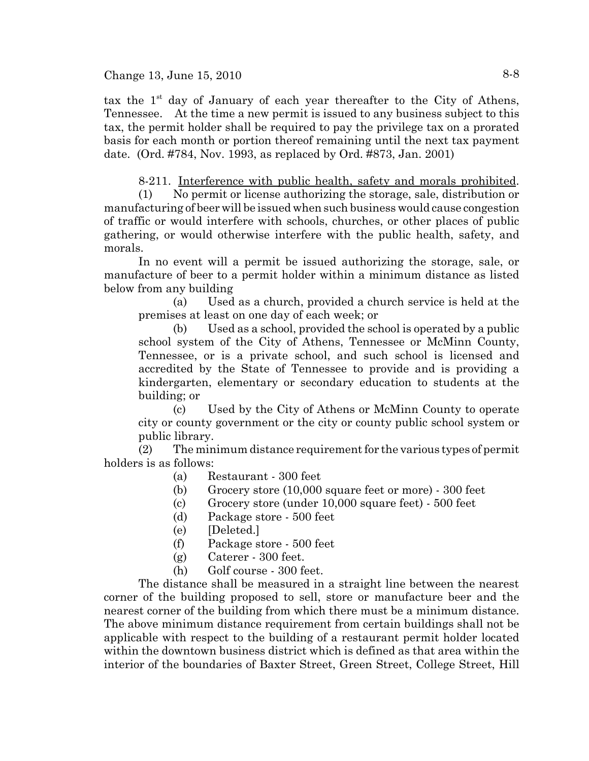tax the 1st day of January of each year thereafter to the City of Athens, Tennessee. At the time a new permit is issued to any business subject to this tax, the permit holder shall be required to pay the privilege tax on a prorated basis for each month or portion thereof remaining until the next tax payment date. (Ord. #784, Nov. 1993, as replaced by Ord. #873, Jan. 2001)

8-211. Interference with public health, safety and morals prohibited.

(1) No permit or license authorizing the storage, sale, distribution or manufacturing of beer will be issued when such business would cause congestion of traffic or would interfere with schools, churches, or other places of public gathering, or would otherwise interfere with the public health, safety, and morals.

In no event will a permit be issued authorizing the storage, sale, or manufacture of beer to a permit holder within a minimum distance as listed below from any building

(a) Used as a church, provided a church service is held at the premises at least on one day of each week; or

(b) Used as a school, provided the school is operated by a public school system of the City of Athens, Tennessee or McMinn County, Tennessee, or is a private school, and such school is licensed and accredited by the State of Tennessee to provide and is providing a kindergarten, elementary or secondary education to students at the building; or

(c) Used by the City of Athens or McMinn County to operate city or county government or the city or county public school system or public library.

(2) The minimum distance requirement for the various types of permit holders is as follows:

(a) Restaurant - 300 feet
(b) Grocery store (10,000 square feet or more) - 300 feet
(c) Grocery store (under 10,000 square feet) - 500 feet
(d) Package store - 500 feet
(e) [Deleted.]
(f) Package store - 500 feet
(g) Caterer - 300 feet.
(h) Golf course - 300 feet.

The distance shall be measured in a straight line between the nearest corner of the building proposed to sell, store or manufacture beer and the nearest corner of the building from which there must be a minimum distance. The above minimum distance requirement from certain buildings shall not be applicable with respect to the building of a restaurant permit holder located within the downtown business district which is defined as that area within the interior of the boundaries of Baxter Street, Green Street, College Street, Hill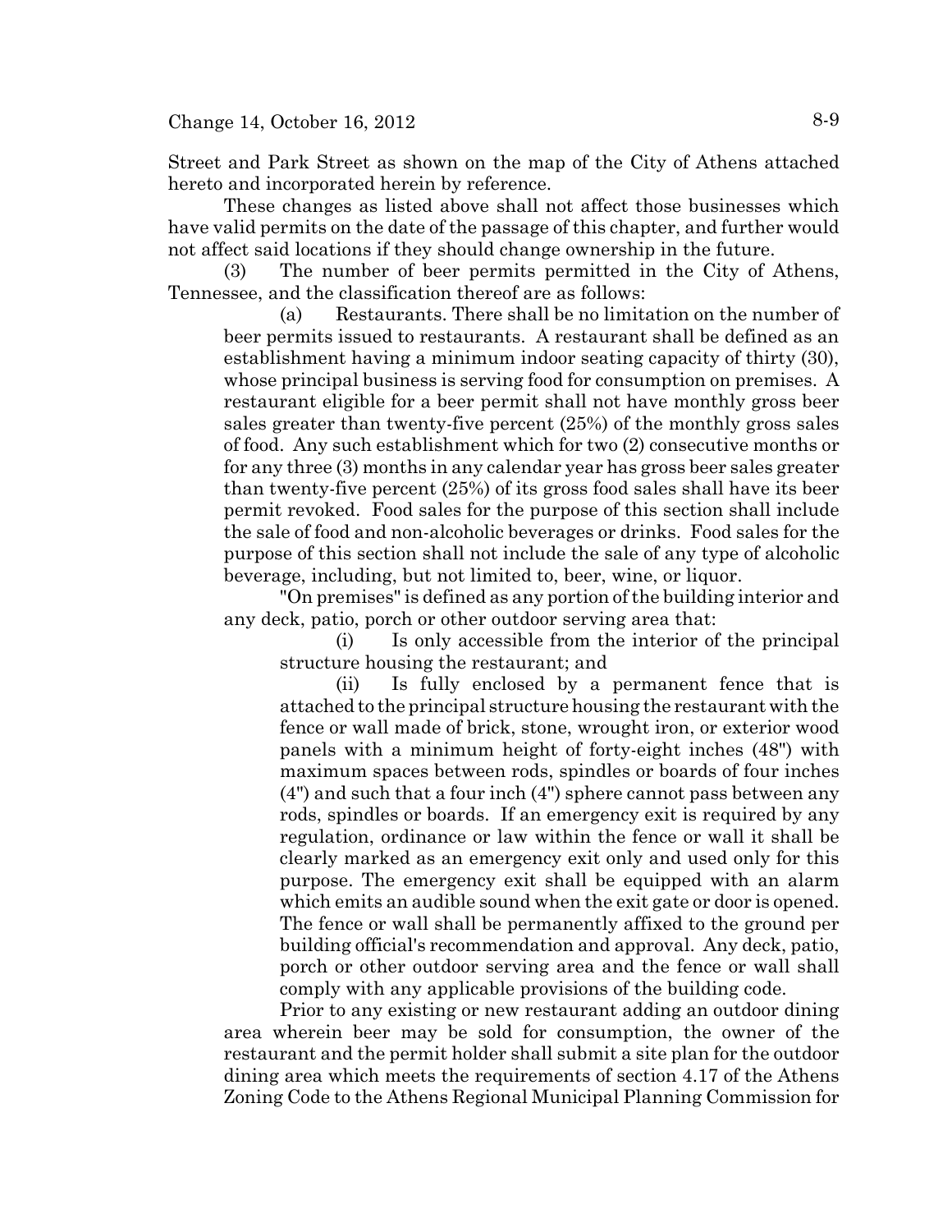Street and Park Street as shown on the map of the City of Athens attached hereto and incorporated herein by reference.

These changes as listed above shall not affect those businesses which have valid permits on the date of the passage of this chapter, and further would not affect said locations if they should change ownership in the future.

(3) The number of beer permits permitted in the City of Athens, Tennessee, and the classification thereof are as follows:

(a) Restaurants. There shall be no limitation on the number of beer permits issued to restaurants. A restaurant shall be defined as an establishment having a minimum indoor seating capacity of thirty (30), whose principal business is serving food for consumption on premises. A restaurant eligible for a beer permit shall not have monthly gross beer sales greater than twenty-five percent (25%) of the monthly gross sales of food. Any such establishment which for two (2) consecutive months or for any three (3) months in any calendar year has gross beer sales greater than twenty-five percent (25%) of its gross food sales shall have its beer permit revoked. Food sales for the purpose of this section shall include the sale of food and non-alcoholic beverages or drinks. Food sales for the purpose of this section shall not include the sale of any type of alcoholic beverage, including, but not limited to, beer, wine, or liquor.

"On premises" is defined as any portion of the building interior and any deck, patio, porch or other outdoor serving area that:

(i) Is only accessible from the interior of the principal structure housing the restaurant; and

(ii) Is fully enclosed by a permanent fence that is attached to the principal structure housing the restaurant with the fence or wall made of brick, stone, wrought iron, or exterior wood panels with a minimum height of forty-eight inches (48") with maximum spaces between rods, spindles or boards of four inches (4") and such that a four inch (4") sphere cannot pass between any rods, spindles or boards. If an emergency exit is required by any regulation, ordinance or law within the fence or wall it shall be clearly marked as an emergency exit only and used only for this purpose. The emergency exit shall be equipped with an alarm which emits an audible sound when the exit gate or door is opened. The fence or wall shall be permanently affixed to the ground per building official's recommendation and approval. Any deck, patio, porch or other outdoor serving area and the fence or wall shall comply with any applicable provisions of the building code.

Prior to any existing or new restaurant adding an outdoor dining area wherein beer may be sold for consumption, the owner of the restaurant and the permit holder shall submit a site plan for the outdoor dining area which meets the requirements of section 4.17 of the Athens Zoning Code to the Athens Regional Municipal Planning Commission for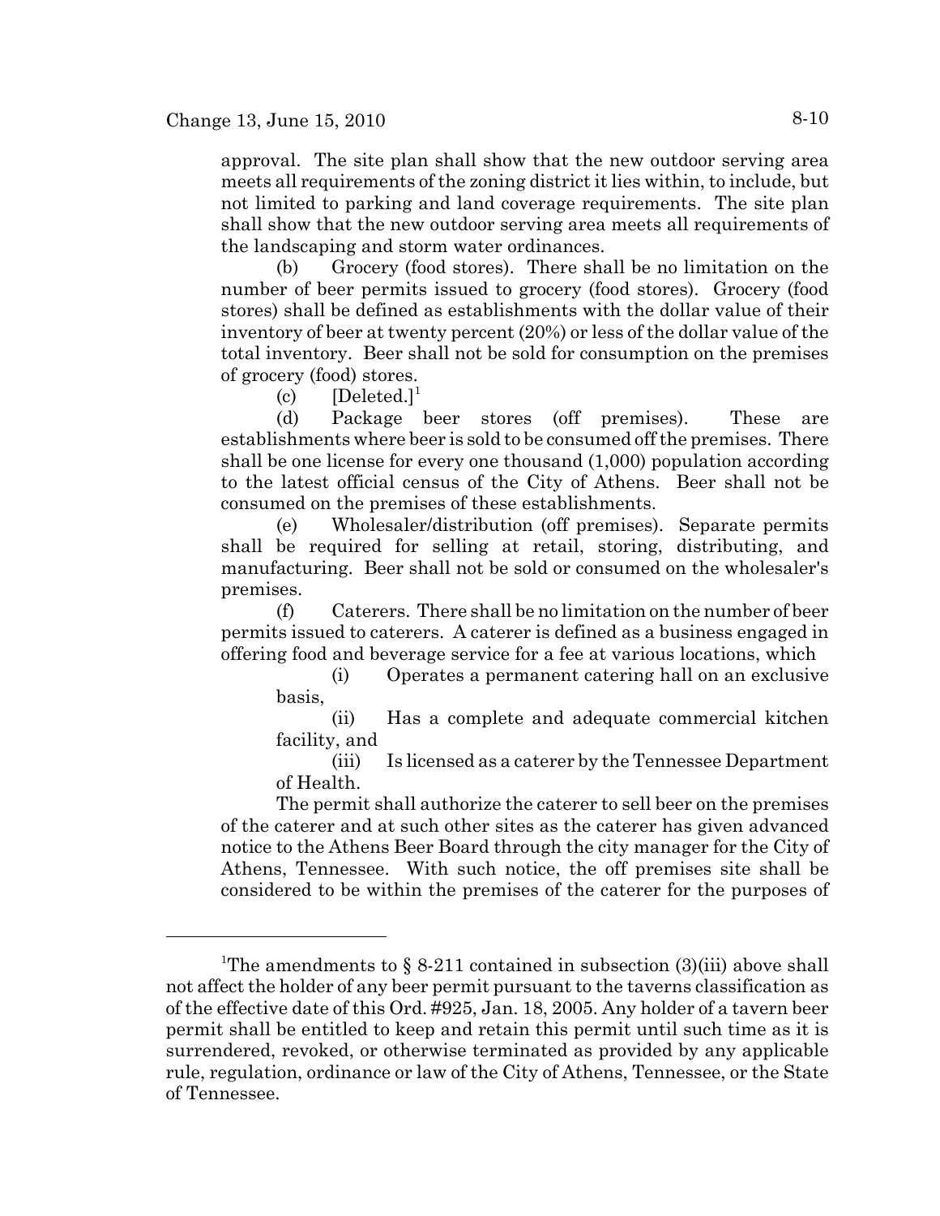approval. The site plan shall show that the new outdoor serving area meets all requirements of the zoning district it lies within, to include, but not limited to parking and land coverage requirements. The site plan shall show that the new outdoor serving area meets all requirements of the landscaping and storm water ordinances.

(b) Grocery (food stores). There shall be no limitation on the number of beer permits issued to grocery (food stores). Grocery (food stores) shall be defined as establishments with the dollar value of their inventory of beer at twenty percent (20%) or less of the dollar value of the total inventory. Beer shall not be sold for consumption on the premises of grocery (food) stores.

(c) [Deleted.][1]

(d) Package beer stores (off premises). These are establishments where beer is sold to be consumed off the premises. There shall be one license for every one thousand (1,000) population according to the latest official census of the City of Athens. Beer shall not be consumed on the premises of these establishments.

(e) Wholesaler/distribution (off premises). Separate permits shall be required for selling at retail, storing, distributing, and manufacturing. Beer shall not be sold or consumed on the wholesaler's premises.

(f) Caterers. There shall be no limitation on the number of beer permits issued to caterers. A caterer is defined as a business engaged in offering food and beverage service for a fee at various locations, which

(i) Operates a permanent catering hall on an exclusive basis,

(ii) Has a complete and adequate commercial kitchen facility, and

(iii) Is licensed as a caterer by the Tennessee Department of Health.

The permit shall authorize the caterer to sell beer on the premises of the caterer and at such other sites as the caterer has given advanced notice to the Athens Beer Board through the city manager for the City of Athens, Tennessee. With such notice, the off premises site shall be considered to be within the premises of the caterer for the purposes of

---

[1] The amendments to § 8-211 contained in subsection (3)(iii) above shall not affect the holder of any beer permit pursuant to the taverns classification as of the effective date of this Ord. #925, Jan. 18, 2005. Any holder of a tavern beer permit shall be entitled to keep and retain this permit until such time as it is surrendered, revoked, or otherwise terminated as provided by any applicable rule, regulation, ordinance or law of the City of Athens, Tennessee, or the State of Tennessee.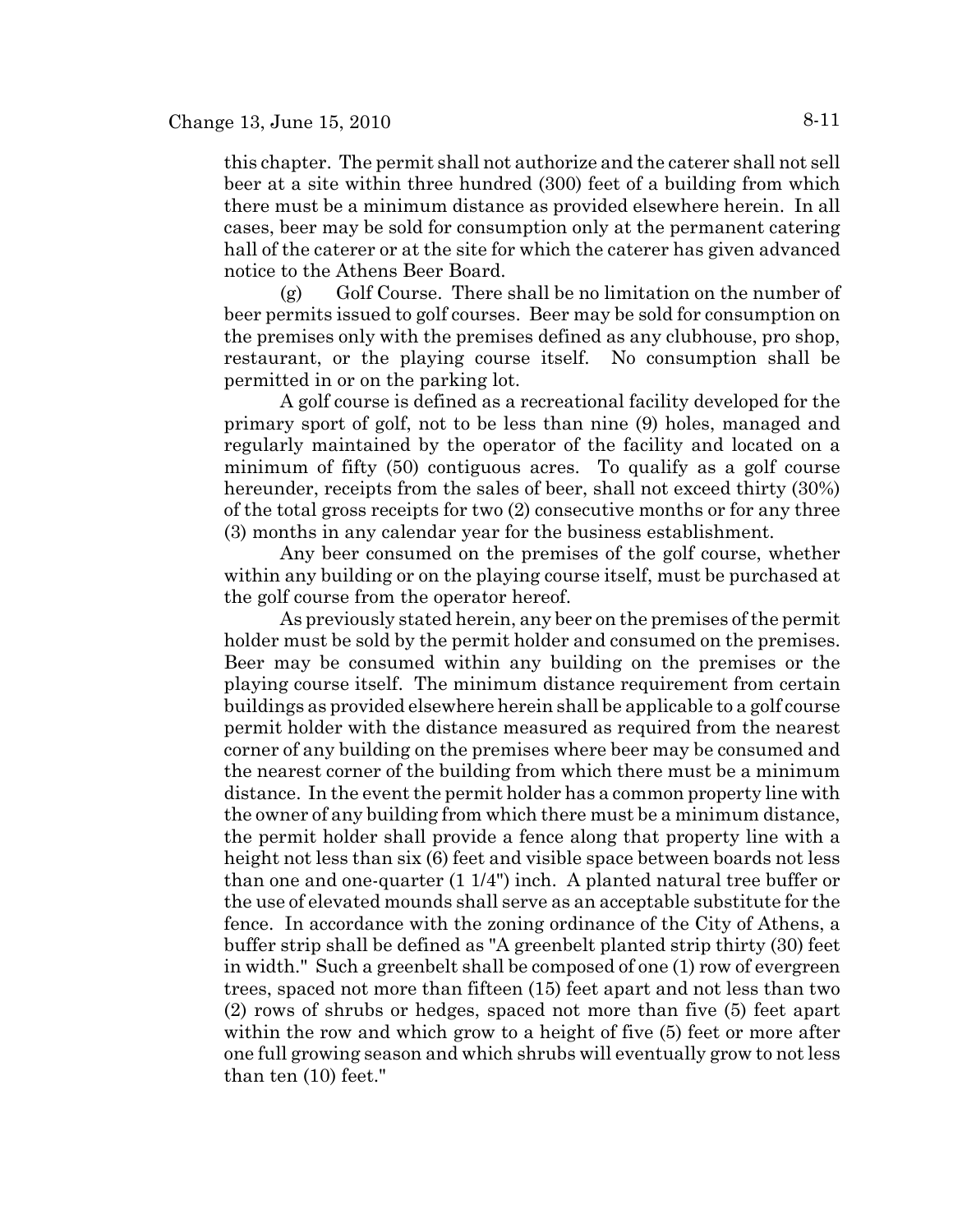this chapter. The permit shall not authorize and the caterer shall not sell beer at a site within three hundred (300) feet of a building from which there must be a minimum distance as provided elsewhere herein. In all cases, beer may be sold for consumption only at the permanent catering hall of the caterer or at the site for which the caterer has given advanced notice to the Athens Beer Board.

(g) Golf Course. There shall be no limitation on the number of beer permits issued to golf courses. Beer may be sold for consumption on the premises only with the premises defined as any clubhouse, pro shop, restaurant, or the playing course itself. No consumption shall be permitted in or on the parking lot.

A golf course is defined as a recreational facility developed for the primary sport of golf, not to be less than nine (9) holes, managed and regularly maintained by the operator of the facility and located on a minimum of fifty (50) contiguous acres. To qualify as a golf course hereunder, receipts from the sales of beer, shall not exceed thirty (30%) of the total gross receipts for two (2) consecutive months or for any three (3) months in any calendar year for the business establishment.

Any beer consumed on the premises of the golf course, whether within any building or on the playing course itself, must be purchased at the golf course from the operator hereof.

As previously stated herein, any beer on the premises of the permit holder must be sold by the permit holder and consumed on the premises. Beer may be consumed within any building on the premises or the playing course itself. The minimum distance requirement from certain buildings as provided elsewhere herein shall be applicable to a golf course permit holder with the distance measured as required from the nearest corner of any building on the premises where beer may be consumed and the nearest corner of the building from which there must be a minimum distance. In the event the permit holder has a common property line with the owner of any building from which there must be a minimum distance, the permit holder shall provide a fence along that property line with a height not less than six (6) feet and visible space between boards not less than one and one-quarter (1 1/4") inch. A planted natural tree buffer or the use of elevated mounds shall serve as an acceptable substitute for the fence. In accordance with the zoning ordinance of the City of Athens, a buffer strip shall be defined as "A greenbelt planted strip thirty (30) feet in width." Such a greenbelt shall be composed of one (1) row of evergreen trees, spaced not more than fifteen (15) feet apart and not less than two (2) rows of shrubs or hedges, spaced not more than five (5) feet apart within the row and which grow to a height of five (5) feet or more after one full growing season and which shrubs will eventually grow to not less than ten (10) feet."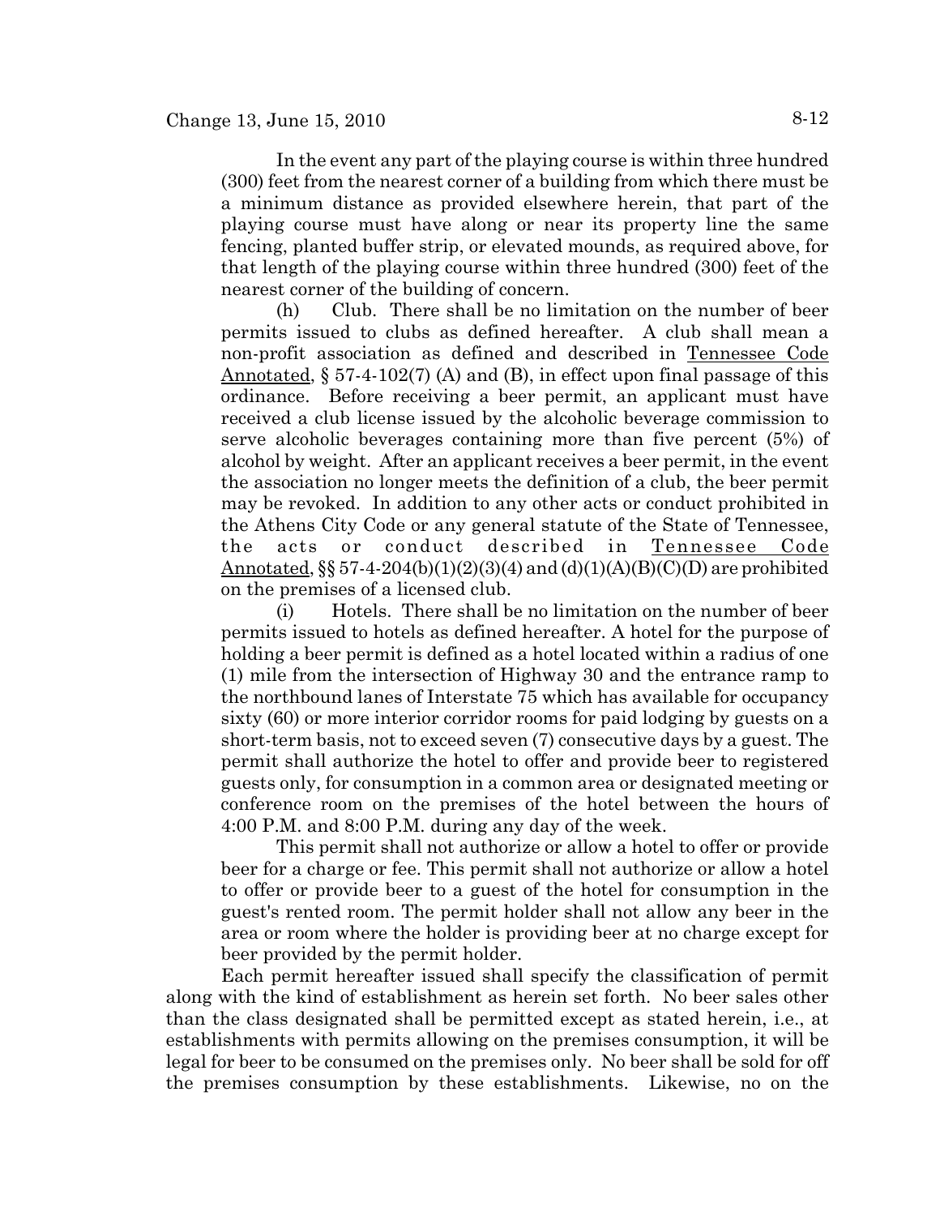In the event any part of the playing course is within three hundred (300) feet from the nearest corner of a building from which there must be a minimum distance as provided elsewhere herein, that part of the playing course must have along or near its property line the same fencing, planted buffer strip, or elevated mounds, as required above, for that length of the playing course within three hundred (300) feet of the nearest corner of the building of concern.

(h) Club. There shall be no limitation on the number of beer permits issued to clubs as defined hereafter. A club shall mean a non-profit association as defined and described in Tennessee Code Annotated, § 57-4-102(7) (A) and (B), in effect upon final passage of this ordinance. Before receiving a beer permit, an applicant must have received a club license issued by the alcoholic beverage commission to serve alcoholic beverages containing more than five percent (5%) of alcohol by weight. After an applicant receives a beer permit, in the event the association no longer meets the definition of a club, the beer permit may be revoked. In addition to any other acts or conduct prohibited in the Athens City Code or any general statute of the State of Tennessee, the acts or conduct described in Tennessee Code Annotated, §§ 57-4-204(b)(1)(2)(3)(4) and (d)(1)(A)(B)(C)(D) are prohibited on the premises of a licensed club.

(i) Hotels. There shall be no limitation on the number of beer permits issued to hotels as defined hereafter. A hotel for the purpose of holding a beer permit is defined as a hotel located within a radius of one (1) mile from the intersection of Highway 30 and the entrance ramp to the northbound lanes of Interstate 75 which has available for occupancy sixty (60) or more interior corridor rooms for paid lodging by guests on a short-term basis, not to exceed seven (7) consecutive days by a guest. The permit shall authorize the hotel to offer and provide beer to registered guests only, for consumption in a common area or designated meeting or conference room on the premises of the hotel between the hours of 4:00 P.M. and 8:00 P.M. during any day of the week.

This permit shall not authorize or allow a hotel to offer or provide beer for a charge or fee. This permit shall not authorize or allow a hotel to offer or provide beer to a guest of the hotel for consumption in the guest's rented room. The permit holder shall not allow any beer in the area or room where the holder is providing beer at no charge except for beer provided by the permit holder.

Each permit hereafter issued shall specify the classification of permit along with the kind of establishment as herein set forth. No beer sales other than the class designated shall be permitted except as stated herein, i.e., at establishments with permits allowing on the premises consumption, it will be legal for beer to be consumed on the premises only. No beer shall be sold for off the premises consumption by these establishments. Likewise, no on the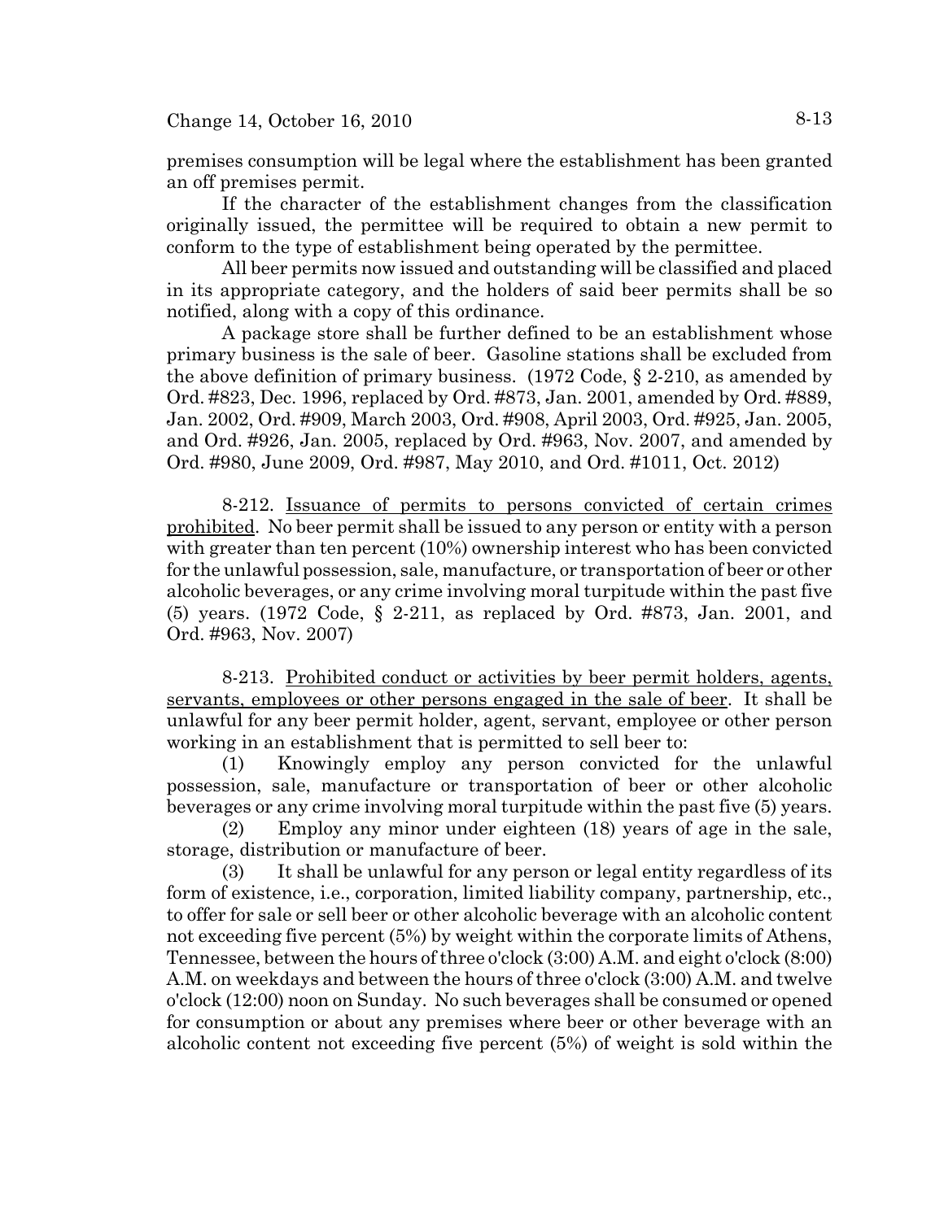premises consumption will be legal where the establishment has been granted an off premises permit.

If the character of the establishment changes from the classification originally issued, the permittee will be required to obtain a new permit to conform to the type of establishment being operated by the permittee.

All beer permits now issued and outstanding will be classified and placed in its appropriate category, and the holders of said beer permits shall be so notified, along with a copy of this ordinance.

A package store shall be further defined to be an establishment whose primary business is the sale of beer. Gasoline stations shall be excluded from the above definition of primary business. (1972 Code, § 2-210, as amended by Ord. #823, Dec. 1996, replaced by Ord. #873, Jan. 2001, amended by Ord. #889, Jan. 2002, Ord. #909, March 2003, Ord. #908, April 2003, Ord. #925, Jan. 2005, and Ord. #926, Jan. 2005, replaced by Ord. #963, Nov. 2007, and amended by Ord. #980, June 2009, Ord. #987, May 2010, and Ord. #1011, Oct. 2012)

8-212. Issuance of permits to persons convicted of certain crimes prohibited. No beer permit shall be issued to any person or entity with a person with greater than ten percent (10%) ownership interest who has been convicted for the unlawful possession, sale, manufacture, or transportation of beer or other alcoholic beverages, or any crime involving moral turpitude within the past five (5) years. (1972 Code, § 2-211, as replaced by Ord. #873, Jan. 2001, and Ord. #963, Nov. 2007)

8-213. Prohibited conduct or activities by beer permit holders, agents, servants, employees or other persons engaged in the sale of beer. It shall be unlawful for any beer permit holder, agent, servant, employee or other person working in an establishment that is permitted to sell beer to:

(1) Knowingly employ any person convicted for the unlawful possession, sale, manufacture or transportation of beer or other alcoholic beverages or any crime involving moral turpitude within the past five (5) years.

(2) Employ any minor under eighteen (18) years of age in the sale, storage, distribution or manufacture of beer.

(3) It shall be unlawful for any person or legal entity regardless of its form of existence, i.e., corporation, limited liability company, partnership, etc., to offer for sale or sell beer or other alcoholic beverage with an alcoholic content not exceeding five percent (5%) by weight within the corporate limits of Athens, Tennessee, between the hours of three o'clock (3:00) A.M. and eight o'clock (8:00) A.M. on weekdays and between the hours of three o'clock (3:00) A.M. and twelve o'clock (12:00) noon on Sunday. No such beverages shall be consumed or opened for consumption or about any premises where beer or other beverage with an alcoholic content not exceeding five percent (5%) of weight is sold within the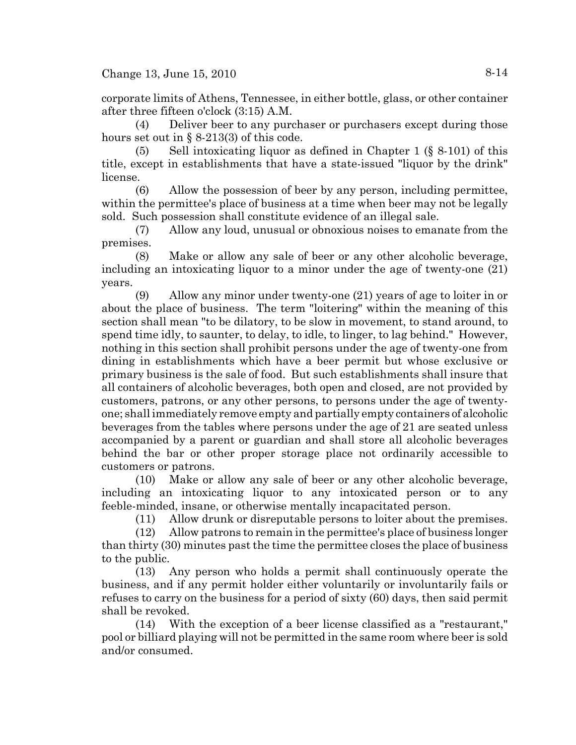corporate limits of Athens, Tennessee, in either bottle, glass, or other container after three fifteen o'clock (3:15) A.M.

(4) Deliver beer to any purchaser or purchasers except during those hours set out in § 8-213(3) of this code.

(5) Sell intoxicating liquor as defined in Chapter 1 (§ 8-101) of this title, except in establishments that have a state-issued "liquor by the drink" license.

(6) Allow the possession of beer by any person, including permittee, within the permittee's place of business at a time when beer may not be legally sold. Such possession shall constitute evidence of an illegal sale.

(7) Allow any loud, unusual or obnoxious noises to emanate from the premises.

(8) Make or allow any sale of beer or any other alcoholic beverage, including an intoxicating liquor to a minor under the age of twenty-one (21) years.

(9) Allow any minor under twenty-one (21) years of age to loiter in or about the place of business. The term "loitering" within the meaning of this section shall mean "to be dilatory, to be slow in movement, to stand around, to spend time idly, to saunter, to delay, to idle, to linger, to lag behind." However, nothing in this section shall prohibit persons under the age of twenty-one from dining in establishments which have a beer permit but whose exclusive or primary business is the sale of food. But such establishments shall insure that all containers of alcoholic beverages, both open and closed, are not provided by customers, patrons, or any other persons, to persons under the age of twenty-one; shall immediately remove empty and partially empty containers of alcoholic beverages from the tables where persons under the age of 21 are seated unless accompanied by a parent or guardian and shall store all alcoholic beverages behind the bar or other proper storage place not ordinarily accessible to customers or patrons.

(10) Make or allow any sale of beer or any other alcoholic beverage, including an intoxicating liquor to any intoxicated person or to any feeble-minded, insane, or otherwise mentally incapacitated person.

(11) Allow drunk or disreputable persons to loiter about the premises.

(12) Allow patrons to remain in the permittee's place of business longer than thirty (30) minutes past the time the permittee closes the place of business to the public.

(13) Any person who holds a permit shall continuously operate the business, and if any permit holder either voluntarily or involuntarily fails or refuses to carry on the business for a period of sixty (60) days, then said permit shall be revoked.

(14) With the exception of a beer license classified as a "restaurant," pool or billiard playing will not be permitted in the same room where beer is sold and/or consumed.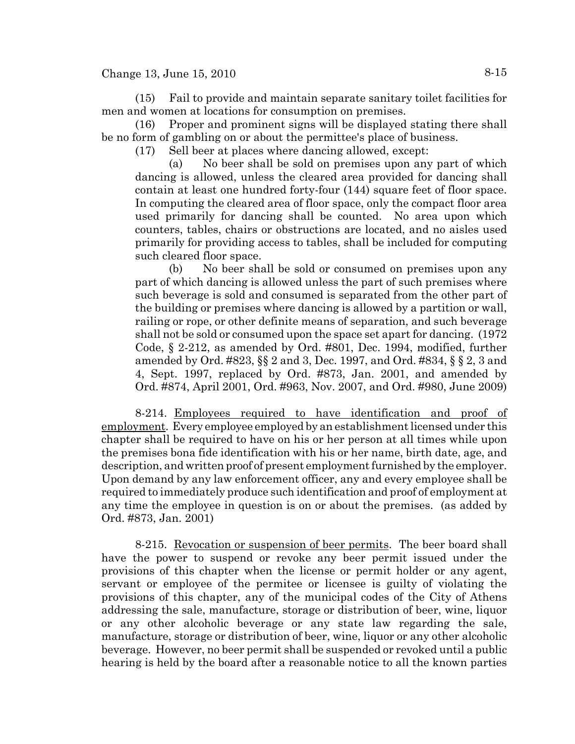(15) Fail to provide and maintain separate sanitary toilet facilities for men and women at locations for consumption on premises.

(16) Proper and prominent signs will be displayed stating there shall be no form of gambling on or about the permittee's place of business.

(17) Sell beer at places where dancing allowed, except:

(a) No beer shall be sold on premises upon any part of which dancing is allowed, unless the cleared area provided for dancing shall contain at least one hundred forty-four (144) square feet of floor space. In computing the cleared area of floor space, only the compact floor area used primarily for dancing shall be counted. No area upon which counters, tables, chairs or obstructions are located, and no aisles used primarily for providing access to tables, shall be included for computing such cleared floor space.

(b) No beer shall be sold or consumed on premises upon any part of which dancing is allowed unless the part of such premises where such beverage is sold and consumed is separated from the other part of the building or premises where dancing is allowed by a partition or wall, railing or rope, or other definite means of separation, and such beverage shall not be sold or consumed upon the space set apart for dancing. (1972 Code, § 2-212, as amended by Ord. #801, Dec. 1994, modified, further amended by Ord. #823, §§ 2 and 3, Dec. 1997, and Ord. #834, § § 2, 3 and 4, Sept. 1997, replaced by Ord. #873, Jan. 2001, and amended by Ord. #874, April 2001, Ord. #963, Nov. 2007, and Ord. #980, June 2009)

8-214. Employees required to have identification and proof of employment. Every employee employed by an establishment licensed under this chapter shall be required to have on his or her person at all times while upon the premises bona fide identification with his or her name, birth date, age, and description, and written proof of present employment furnished by the employer. Upon demand by any law enforcement officer, any and every employee shall be required to immediately produce such identification and proof of employment at any time the employee in question is on or about the premises. (as added by Ord. #873, Jan. 2001)

8-215. Revocation or suspension of beer permits. The beer board shall have the power to suspend or revoke any beer permit issued under the provisions of this chapter when the license or permit holder or any agent, servant or employee of the permitee or licensee is guilty of violating the provisions of this chapter, any of the municipal codes of the City of Athens addressing the sale, manufacture, storage or distribution of beer, wine, liquor or any other alcoholic beverage or any state law regarding the sale, manufacture, storage or distribution of beer, wine, liquor or any other alcoholic beverage. However, no beer permit shall be suspended or revoked until a public hearing is held by the board after a reasonable notice to all the known parties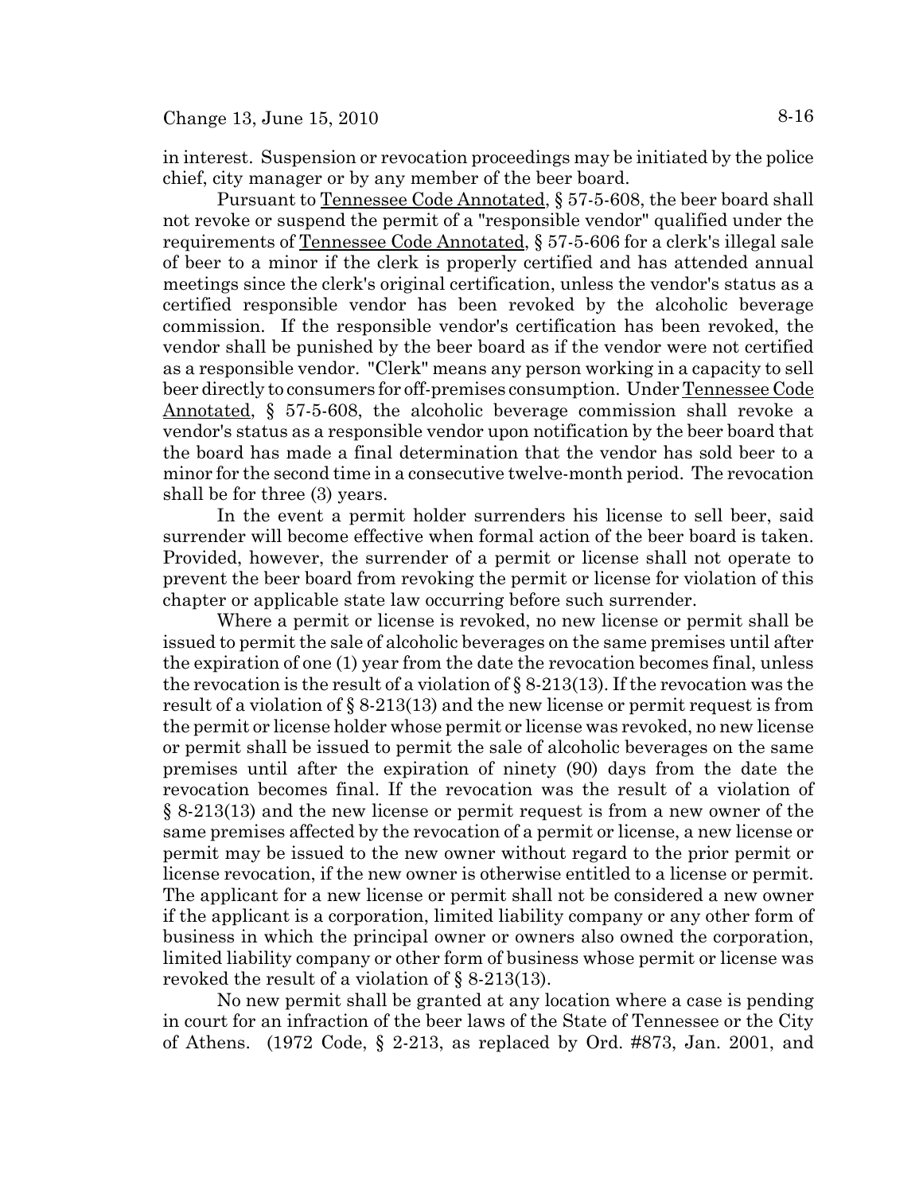in interest. Suspension or revocation proceedings may be initiated by the police chief, city manager or by any member of the beer board.

Pursuant to Tennessee Code Annotated, § 57-5-608, the beer board shall not revoke or suspend the permit of a "responsible vendor" qualified under the requirements of Tennessee Code Annotated, § 57-5-606 for a clerk's illegal sale of beer to a minor if the clerk is properly certified and has attended annual meetings since the clerk's original certification, unless the vendor's status as a certified responsible vendor has been revoked by the alcoholic beverage commission. If the responsible vendor's certification has been revoked, the vendor shall be punished by the beer board as if the vendor were not certified as a responsible vendor. "Clerk" means any person working in a capacity to sell beer directly to consumers for off-premises consumption. Under Tennessee Code Annotated, § 57-5-608, the alcoholic beverage commission shall revoke a vendor's status as a responsible vendor upon notification by the beer board that the board has made a final determination that the vendor has sold beer to a minor for the second time in a consecutive twelve-month period. The revocation shall be for three (3) years.

In the event a permit holder surrenders his license to sell beer, said surrender will become effective when formal action of the beer board is taken. Provided, however, the surrender of a permit or license shall not operate to prevent the beer board from revoking the permit or license for violation of this chapter or applicable state law occurring before such surrender.

Where a permit or license is revoked, no new license or permit shall be issued to permit the sale of alcoholic beverages on the same premises until after the expiration of one (1) year from the date the revocation becomes final, unless the revocation is the result of a violation of § 8-213(13). If the revocation was the result of a violation of § 8-213(13) and the new license or permit request is from the permit or license holder whose permit or license was revoked, no new license or permit shall be issued to permit the sale of alcoholic beverages on the same premises until after the expiration of ninety (90) days from the date the revocation becomes final. If the revocation was the result of a violation of § 8-213(13) and the new license or permit request is from a new owner of the same premises affected by the revocation of a permit or license, a new license or permit may be issued to the new owner without regard to the prior permit or license revocation, if the new owner is otherwise entitled to a license or permit. The applicant for a new license or permit shall not be considered a new owner if the applicant is a corporation, limited liability company or any other form of business in which the principal owner or owners also owned the corporation, limited liability company or other form of business whose permit or license was revoked the result of a violation of § 8-213(13).

No new permit shall be granted at any location where a case is pending in court for an infraction of the beer laws of the State of Tennessee or the City of Athens. (1972 Code, § 2-213, as replaced by Ord. #873, Jan. 2001, and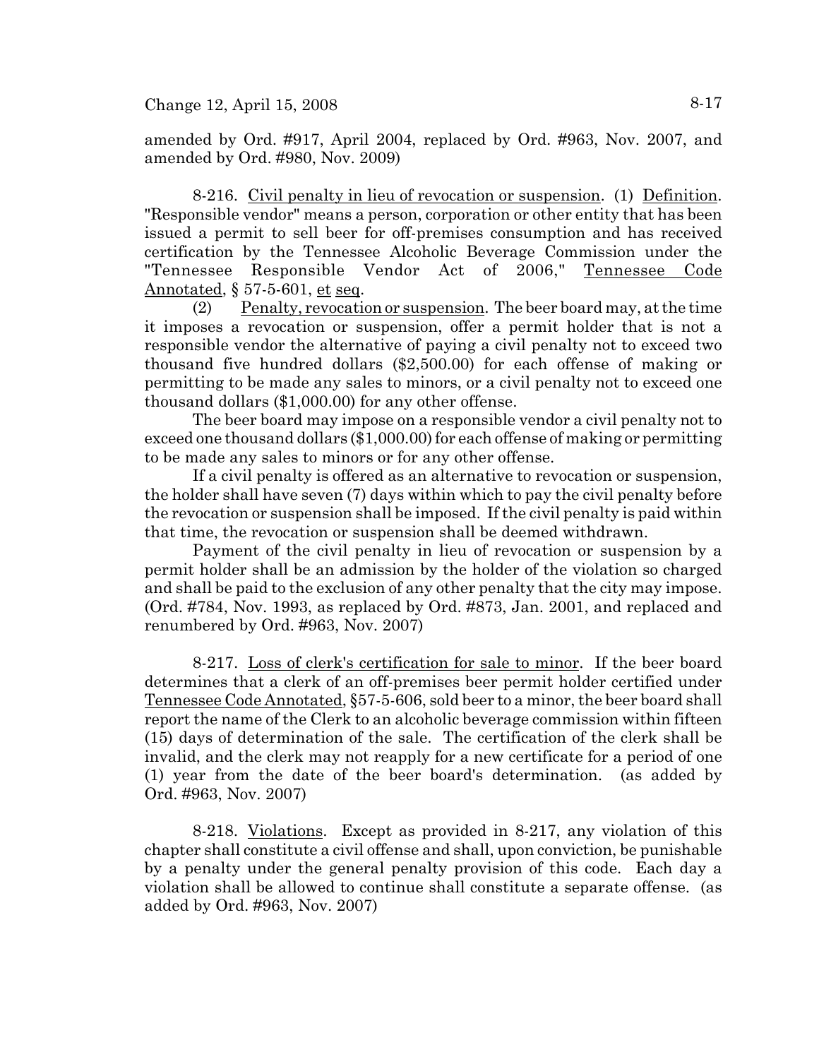amended by Ord. #917, April 2004, replaced by Ord. #963, Nov. 2007, and amended by Ord. #980, Nov. 2009)

8-216. Civil penalty in lieu of revocation or suspension. (1) Definition. "Responsible vendor" means a person, corporation or other entity that has been issued a permit to sell beer for off-premises consumption and has received certification by the Tennessee Alcoholic Beverage Commission under the "Tennessee Responsible Vendor Act of 2006," Tennessee Code Annotated, § 57-5-601, et seq.

(2) Penalty, revocation or suspension. The beer board may, at the time it imposes a revocation or suspension, offer a permit holder that is not a responsible vendor the alternative of paying a civil penalty not to exceed two thousand five hundred dollars ($2,500.00) for each offense of making or permitting to be made any sales to minors, or a civil penalty not to exceed one thousand dollars ($1,000.00) for any other offense.

The beer board may impose on a responsible vendor a civil penalty not to exceed one thousand dollars ($1,000.00) for each offense of making or permitting to be made any sales to minors or for any other offense.

If a civil penalty is offered as an alternative to revocation or suspension, the holder shall have seven (7) days within which to pay the civil penalty before the revocation or suspension shall be imposed. If the civil penalty is paid within that time, the revocation or suspension shall be deemed withdrawn.

Payment of the civil penalty in lieu of revocation or suspension by a permit holder shall be an admission by the holder of the violation so charged and shall be paid to the exclusion of any other penalty that the city may impose. (Ord. #784, Nov. 1993, as replaced by Ord. #873, Jan. 2001, and replaced and renumbered by Ord. #963, Nov. 2007)

8-217. Loss of clerk's certification for sale to minor. If the beer board determines that a clerk of an off-premises beer permit holder certified under Tennessee Code Annotated, §57-5-606, sold beer to a minor, the beer board shall report the name of the Clerk to an alcoholic beverage commission within fifteen (15) days of determination of the sale. The certification of the clerk shall be invalid, and the clerk may not reapply for a new certificate for a period of one (1) year from the date of the beer board's determination. (as added by Ord. #963, Nov. 2007)

8-218. Violations. Except as provided in 8-217, any violation of this chapter shall constitute a civil offense and shall, upon conviction, be punishable by a penalty under the general penalty provision of this code. Each day a violation shall be allowed to continue shall constitute a separate offense. (as added by Ord. #963, Nov. 2007)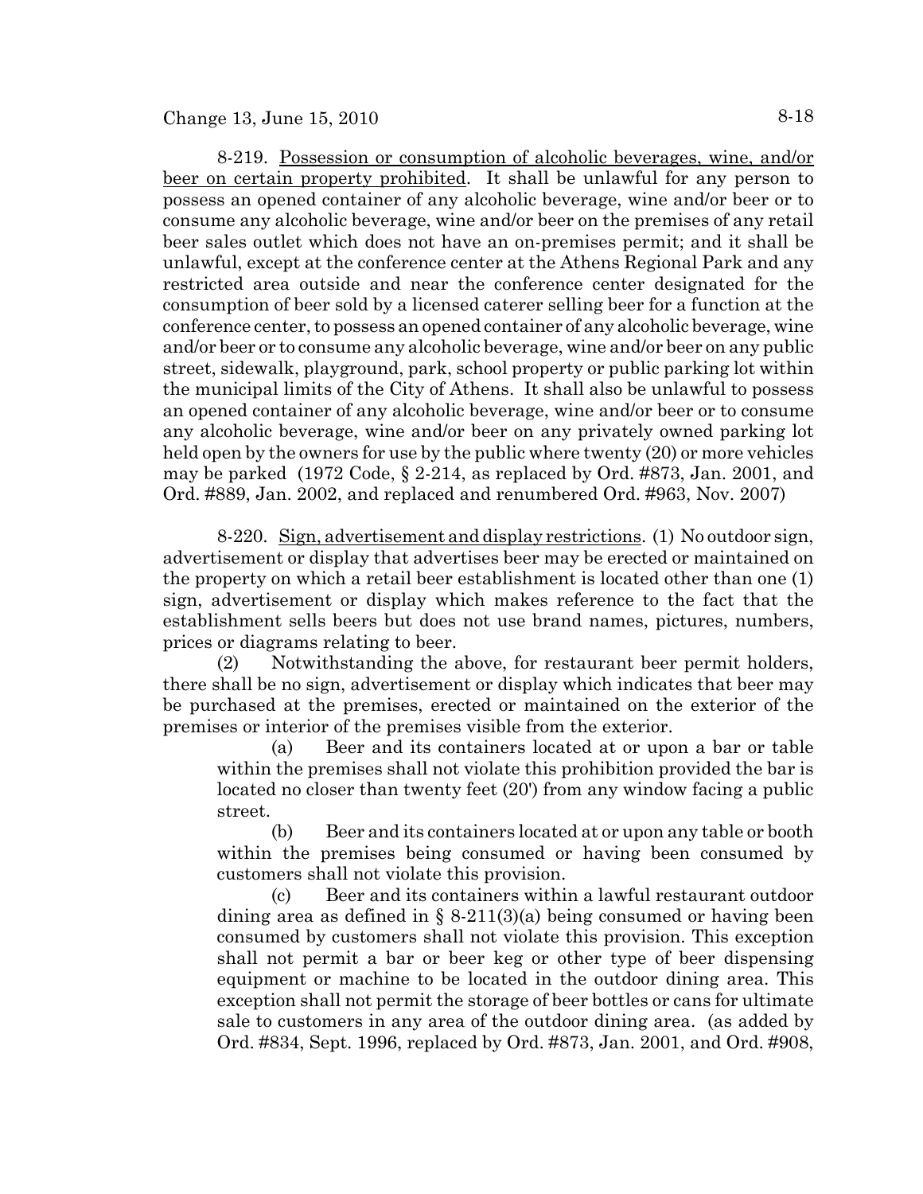8-219. Possession or consumption of alcoholic beverages, wine, and/or beer on certain property prohibited. It shall be unlawful for any person to possess an opened container of any alcoholic beverage, wine and/or beer or to consume any alcoholic beverage, wine and/or beer on the premises of any retail beer sales outlet which does not have an on-premises permit; and it shall be unlawful, except at the conference center at the Athens Regional Park and any restricted area outside and near the conference center designated for the consumption of beer sold by a licensed caterer selling beer for a function at the conference center, to possess an opened container of any alcoholic beverage, wine and/or beer or to consume any alcoholic beverage, wine and/or beer on any public street, sidewalk, playground, park, school property or public parking lot within the municipal limits of the City of Athens. It shall also be unlawful to possess an opened container of any alcoholic beverage, wine and/or beer or to consume any alcoholic beverage, wine and/or beer on any privately owned parking lot held open by the owners for use by the public where twenty (20) or more vehicles may be parked (1972 Code, § 2-214, as replaced by Ord. #873, Jan. 2001, and Ord. #889, Jan. 2002, and replaced and renumbered Ord. #963, Nov. 2007)

8-220. Sign, advertisement and display restrictions. (1) No outdoor sign, advertisement or display that advertises beer may be erected or maintained on the property on which a retail beer establishment is located other than one (1) sign, advertisement or display which makes reference to the fact that the establishment sells beers but does not use brand names, pictures, numbers, prices or diagrams relating to beer.

(2) Notwithstanding the above, for restaurant beer permit holders, there shall be no sign, advertisement or display which indicates that beer may be purchased at the premises, erected or maintained on the exterior of the premises or interior of the premises visible from the exterior.

(a) Beer and its containers located at or upon a bar or table within the premises shall not violate this prohibition provided the bar is located no closer than twenty feet (20') from any window facing a public street.

(b) Beer and its containers located at or upon any table or booth within the premises being consumed or having been consumed by customers shall not violate this provision.

(c) Beer and its containers within a lawful restaurant outdoor dining area as defined in § 8-211(3)(a) being consumed or having been consumed by customers shall not violate this provision. This exception shall not permit a bar or beer keg or other type of beer dispensing equipment or machine to be located in the outdoor dining area. This exception shall not permit the storage of beer bottles or cans for ultimate sale to customers in any area of the outdoor dining area. (as added by Ord. #834, Sept. 1996, replaced by Ord. #873, Jan. 2001, and Ord. #908,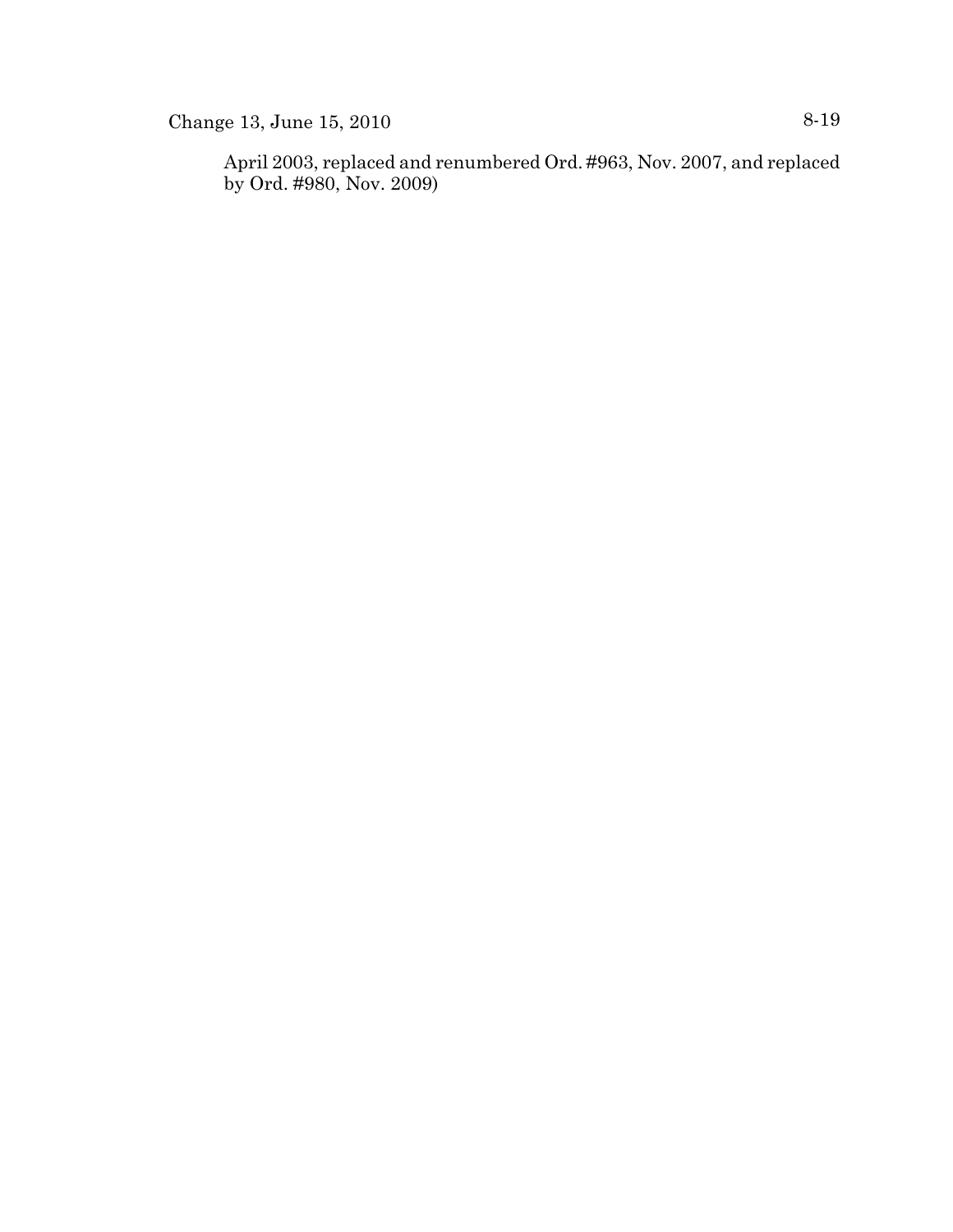April 2003, replaced and renumbered Ord. #963, Nov. 2007, and replaced by Ord. #980, Nov. 2009)